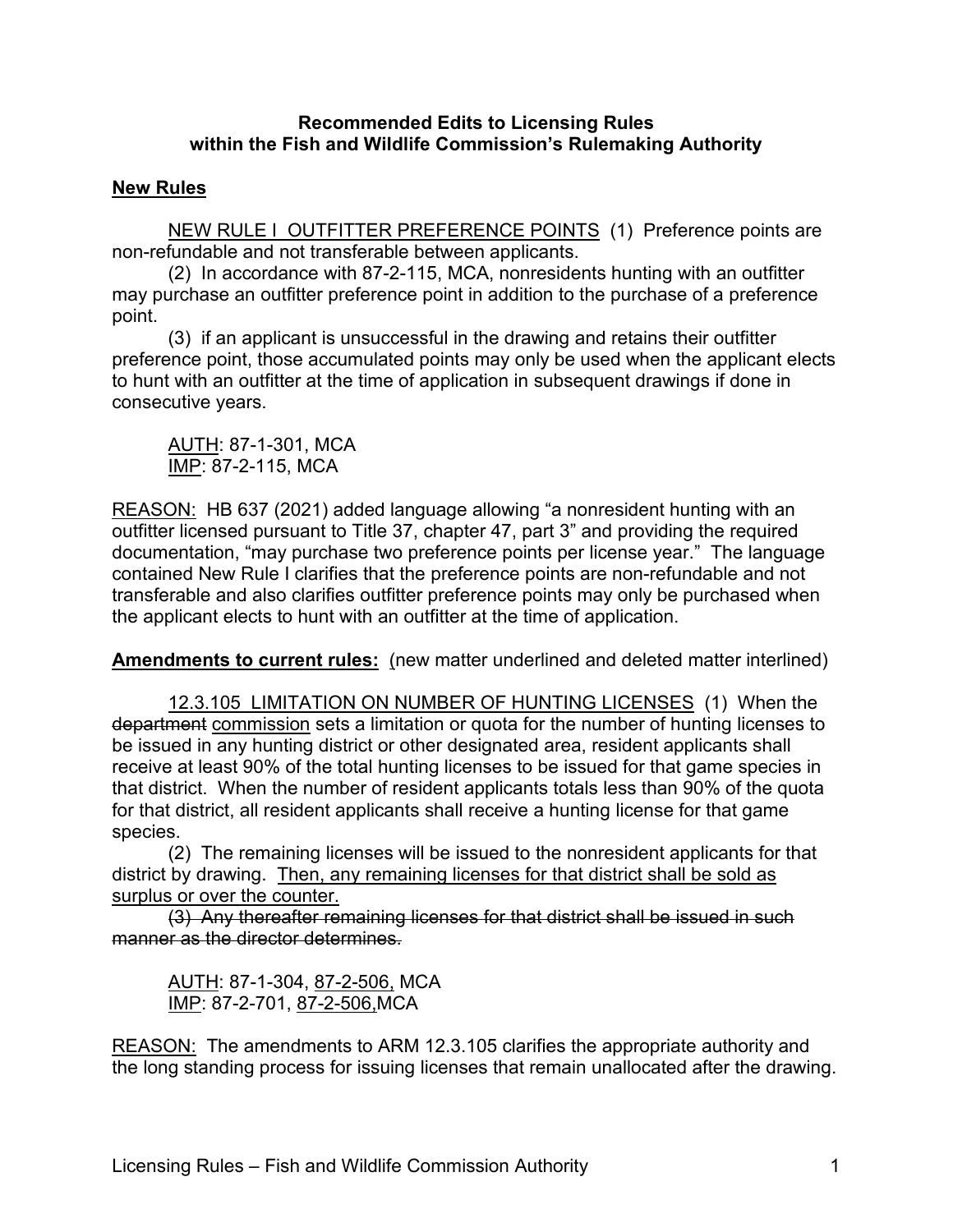**Recommended Edits to Licensing Rules within the Fish and Wildlife Commission's Rulemaking Authority**

## New Rules

<u>NEW RULE I OUTFITTER PREFERENCE POINTS</u> (1) Preference points are non-refundable and not transferable between applicants.

(2) In accordance with 87-2-115, MCA, nonresidents hunting with an outfitter may purchase an outfitter preference point in addition to the purchase of a preference point.

(3) if an applicant is unsuccessful in the drawing and retains their outfitter preference point, those accumulated points may only be used when the applicant elects to hunt with an outfitter at the time of application in subsequent drawings if done in consecutive years.

AUTH: 87-1-301, MCA
IMP: 87-2-115, MCA

REASON: HB 637 (2021) added language allowing "a nonresident hunting with an outfitter licensed pursuant to Title 37, chapter 47, part 3" and providing the required documentation, "may purchase two preference points per license year." The language contained New Rule I clarifies that the preference points are non-refundable and not transferable and also clarifies outfitter preference points may only be purchased when the applicant elects to hunt with an outfitter at the time of application.

**Amendments to current rules:** (new matter underlined and deleted matter interlined)

<u>12.3.105 LIMITATION ON NUMBER OF HUNTING LICENSES</u> (1) When the ~~department~~ <u>commission</u> sets a limitation or quota for the number of hunting licenses to be issued in any hunting district or other designated area, resident applicants shall receive at least 90% of the total hunting licenses to be issued for that game species in that district. When the number of resident applicants totals less than 90% of the quota for that district, all resident applicants shall receive a hunting license for that game species.

(2) The remaining licenses will be issued to the nonresident applicants for that district by drawing. <u>Then, any remaining licenses for that district shall be sold as surplus or over the counter.</u>

~~(3) Any thereafter remaining licenses for that district shall be issued in such manner as the director determines.~~

AUTH: 87-1-304, <u>87-2-506,</u> MCA
IMP: 87-2-701, <u>87-2-506,</u>MCA

REASON: The amendments to ARM 12.3.105 clarifies the appropriate authority and the long standing process for issuing licenses that remain unallocated after the drawing.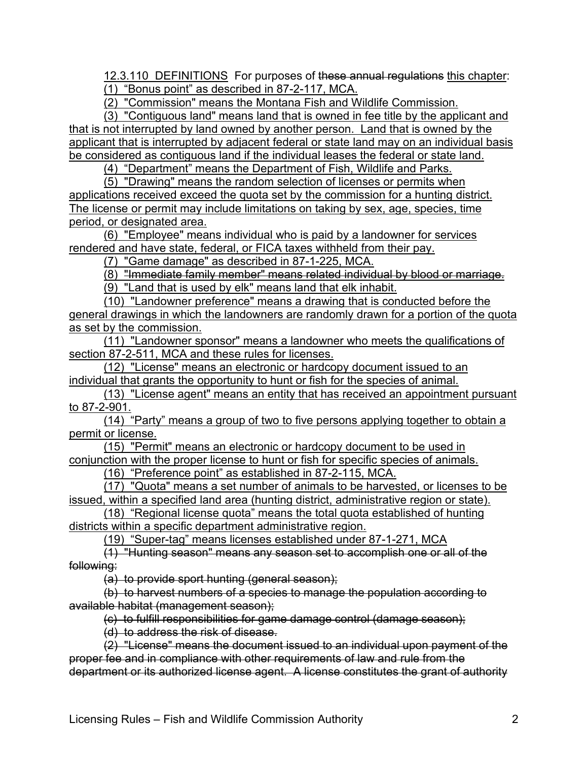12.3.110 DEFINITIONS For purposes of ~~these annual regulations~~ this chapter:

(1) "Bonus point" as described in 87-2-117, MCA.

(2) "Commission" means the Montana Fish and Wildlife Commission.

(3) "Contiguous land" means land that is owned in fee title by the applicant and that is not interrupted by land owned by another person. Land that is owned by the applicant that is interrupted by adjacent federal or state land may on an individual basis be considered as contiguous land if the individual leases the federal or state land.

(4) "Department" means the Department of Fish, Wildlife and Parks.

(5) "Drawing" means the random selection of licenses or permits when applications received exceed the quota set by the commission for a hunting district. The license or permit may include limitations on taking by sex, age, species, time period, or designated area.

(6) "Employee" means individual who is paid by a landowner for services rendered and have state, federal, or FICA taxes withheld from their pay.

(7) "Game damage" as described in 87-1-225, MCA.

~~(8) "Immediate family member" means related individual by blood or marriage.~~

(9) "Land that is used by elk" means land that elk inhabit.

(10) "Landowner preference" means a drawing that is conducted before the general drawings in which the landowners are randomly drawn for a portion of the quota as set by the commission.

(11) "Landowner sponsor" means a landowner who meets the qualifications of section 87-2-511, MCA and these rules for licenses.

(12) "License" means an electronic or hardcopy document issued to an individual that grants the opportunity to hunt or fish for the species of animal.

(13) "License agent" means an entity that has received an appointment pursuant to 87-2-901.

(14) "Party" means a group of two to five persons applying together to obtain a permit or license.

(15) "Permit" means an electronic or hardcopy document to be used in conjunction with the proper license to hunt or fish for specific species of animals.

(16) "Preference point" as established in 87-2-115, MCA.

(17) "Quota" means a set number of animals to be harvested, or licenses to be issued, within a specified land area (hunting district, administrative region or state).

(18) "Regional license quota" means the total quota established of hunting districts within a specific department administrative region.

(19) "Super-tag" means licenses established under 87-1-271, MCA

~~(1) "Hunting season" means any season set to accomplish one or all of the following:~~

~~(a) to provide sport hunting (general season);~~

~~(b) to harvest numbers of a species to manage the population according to available habitat (management season);~~

~~(c) to fulfill responsibilities for game damage control (damage season);~~

~~(d) to address the risk of disease.~~

~~(2) "License" means the document issued to an individual upon payment of the proper fee and in compliance with other requirements of law and rule from the department or its authorized license agent. A license constitutes the grant of authority~~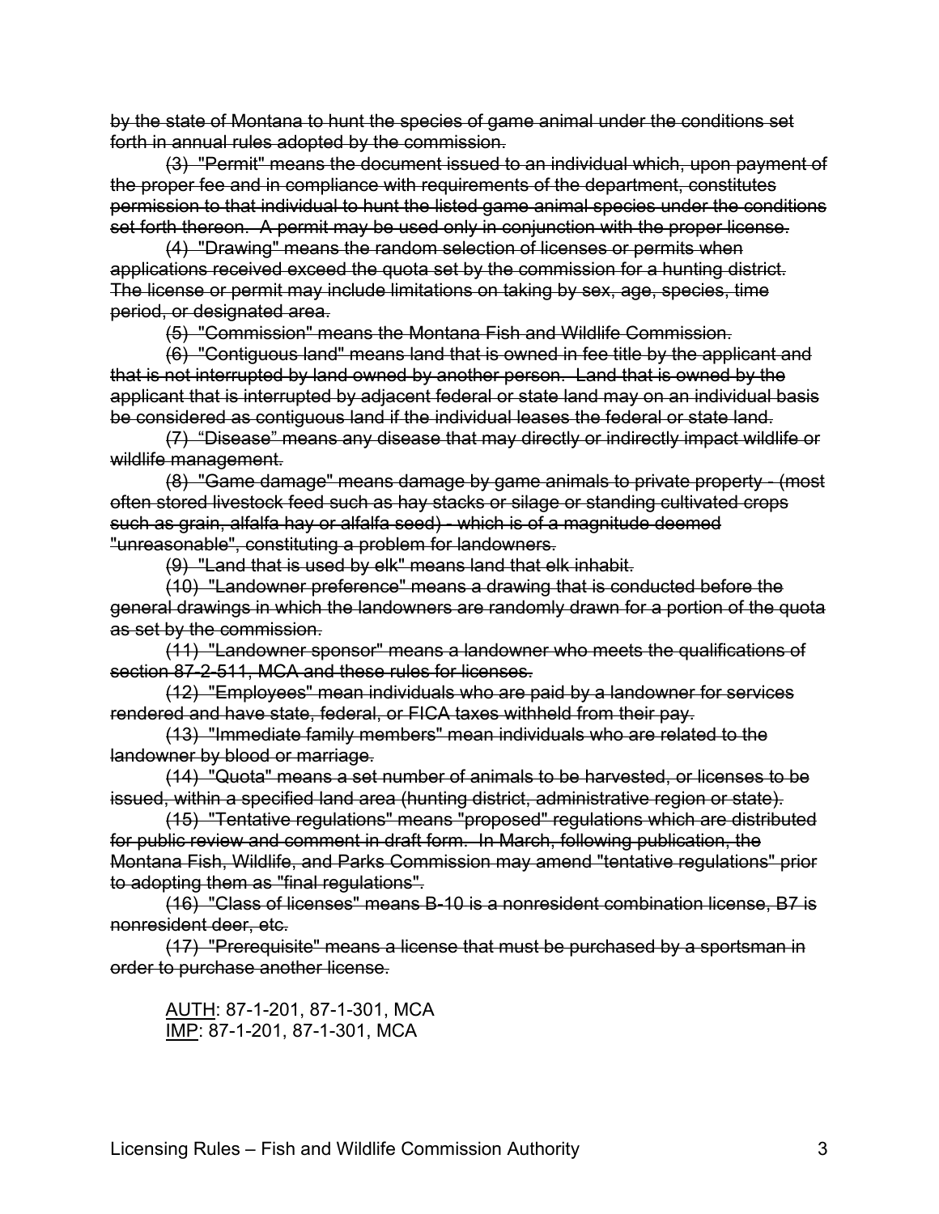~~by the state of Montana to hunt the species of game animal under the conditions set forth in annual rules adopted by the commission.~~

~~(3) "Permit" means the document issued to an individual which, upon payment of the proper fee and in compliance with requirements of the department, constitutes permission to that individual to hunt the listed game animal species under the conditions set forth thereon. A permit may be used only in conjunction with the proper license.~~

~~(4) "Drawing" means the random selection of licenses or permits when applications received exceed the quota set by the commission for a hunting district. The license or permit may include limitations on taking by sex, age, species, time period, or designated area.~~

~~(5) "Commission" means the Montana Fish and Wildlife Commission.~~

~~(6) "Contiguous land" means land that is owned in fee title by the applicant and that is not interrupted by land owned by another person. Land that is owned by the applicant that is interrupted by adjacent federal or state land may on an individual basis be considered as contiguous land if the individual leases the federal or state land.~~

~~(7) "Disease" means any disease that may directly or indirectly impact wildlife or wildlife management.~~

~~(8) "Game damage" means damage by game animals to private property - (most often stored livestock feed such as hay stacks or silage or standing cultivated crops such as grain, alfalfa hay or alfalfa seed) - which is of a magnitude deemed "unreasonable", constituting a problem for landowners.~~

~~(9) "Land that is used by elk" means land that elk inhabit.~~

~~(10) "Landowner preference" means a drawing that is conducted before the general drawings in which the landowners are randomly drawn for a portion of the quota as set by the commission.~~

~~(11) "Landowner sponsor" means a landowner who meets the qualifications of section 87-2-511, MCA and these rules for licenses.~~

~~(12) "Employees" mean individuals who are paid by a landowner for services rendered and have state, federal, or FICA taxes withheld from their pay.~~

~~(13) "Immediate family members" mean individuals who are related to the landowner by blood or marriage.~~

~~(14) "Quota" means a set number of animals to be harvested, or licenses to be issued, within a specified land area (hunting district, administrative region or state).~~

~~(15) "Tentative regulations" means "proposed" regulations which are distributed for public review and comment in draft form. In March, following publication, the Montana Fish, Wildlife, and Parks Commission may amend "tentative regulations" prior to adopting them as "final regulations".~~

~~(16) "Class of licenses" means B-10 is a nonresident combination license, B7 is nonresident deer, etc.~~

~~(17) "Prerequisite" means a license that must be purchased by a sportsman in order to purchase another license.~~

<u>AUTH</u>: 87-1-201, 87-1-301, MCA
<u>IMP</u>: 87-1-201, 87-1-301, MCA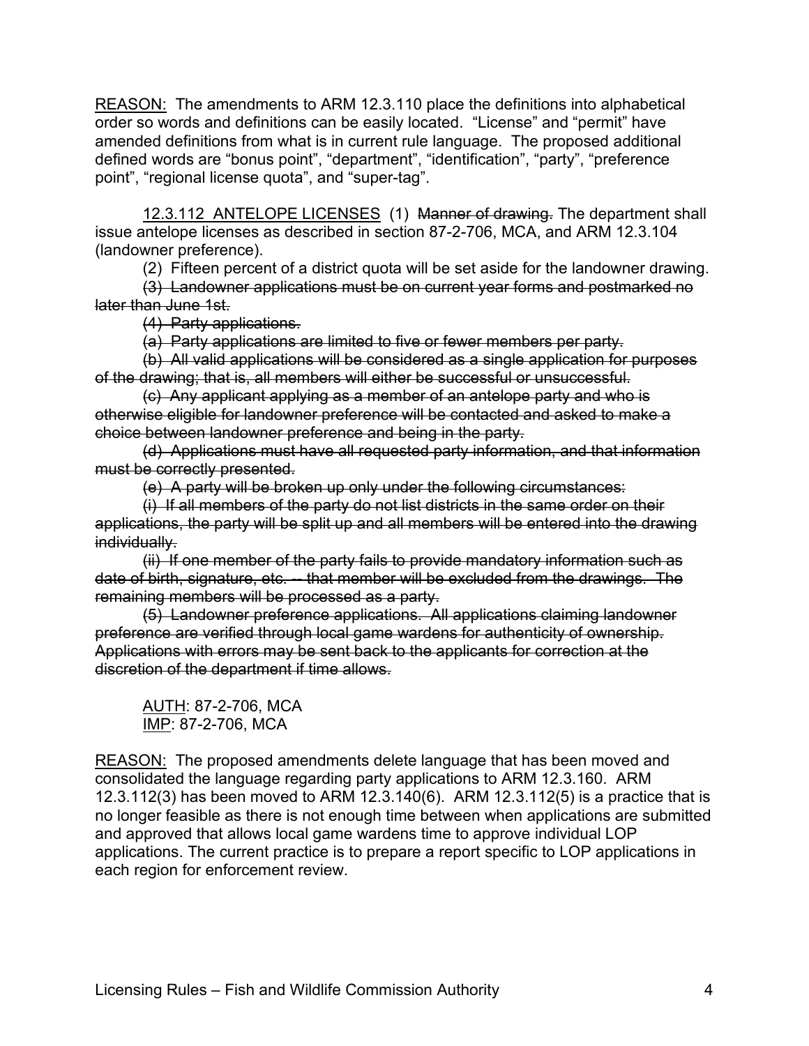<u>REASON:</u> The amendments to ARM 12.3.110 place the definitions into alphabetical order so words and definitions can be easily located. "License" and "permit" have amended definitions from what is in current rule language. The proposed additional defined words are "bonus point", "department", "identification", "party", "preference point", "regional license quota", and "super-tag".

<u>12.3.112 ANTELOPE LICENSES</u> (1) ~~Manner of drawing.~~ The department shall issue antelope licenses as described in section 87-2-706, MCA, and ARM 12.3.104 (landowner preference).

(2) Fifteen percent of a district quota will be set aside for the landowner drawing.

~~(3) Landowner applications must be on current year forms and postmarked no later than June 1st.~~

~~(4) Party applications.~~

~~(a) Party applications are limited to five or fewer members per party.~~

~~(b) All valid applications will be considered as a single application for purposes of the drawing; that is, all members will either be successful or unsuccessful.~~

~~(c) Any applicant applying as a member of an antelope party and who is otherwise eligible for landowner preference will be contacted and asked to make a choice between landowner preference and being in the party.~~

~~(d) Applications must have all requested party information, and that information must be correctly presented.~~

~~(e) A party will be broken up only under the following circumstances:~~

~~(i) If all members of the party do not list districts in the same order on their applications, the party will be split up and all members will be entered into the drawing individually.~~

~~(ii) If one member of the party fails to provide mandatory information such as date of birth, signature, etc. -- that member will be excluded from the drawings. The remaining members will be processed as a party.~~

~~(5) Landowner preference applications. All applications claiming landowner preference are verified through local game wardens for authenticity of ownership. Applications with errors may be sent back to the applicants for correction at the discretion of the department if time allows.~~

<u>AUTH</u>: 87-2-706, MCA
<u>IMP</u>: 87-2-706, MCA

<u>REASON:</u> The proposed amendments delete language that has been moved and consolidated the language regarding party applications to ARM 12.3.160. ARM 12.3.112(3) has been moved to ARM 12.3.140(6). ARM 12.3.112(5) is a practice that is no longer feasible as there is not enough time between when applications are submitted and approved that allows local game wardens time to approve individual LOP applications. The current practice is to prepare a report specific to LOP applications in each region for enforcement review.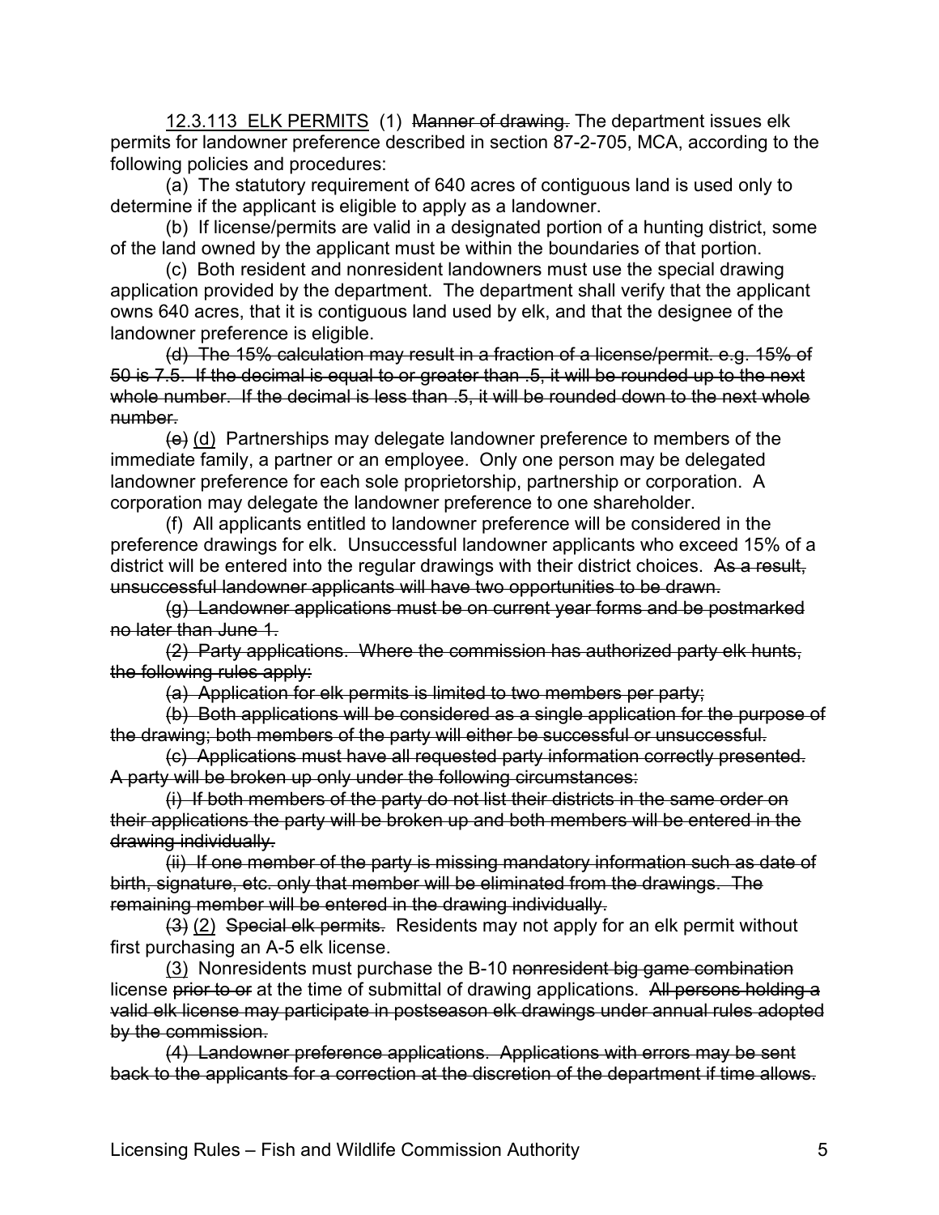<u>12.3.113 ELK PERMITS</u> (1) ~~Manner of drawing.~~ The department issues elk permits for landowner preference described in section 87-2-705, MCA, according to the following policies and procedures:

(a) The statutory requirement of 640 acres of contiguous land is used only to determine if the applicant is eligible to apply as a landowner.

(b) If license/permits are valid in a designated portion of a hunting district, some of the land owned by the applicant must be within the boundaries of that portion.

(c) Both resident and nonresident landowners must use the special drawing application provided by the department. The department shall verify that the applicant owns 640 acres, that it is contiguous land used by elk, and that the designee of the landowner preference is eligible.

~~(d) The 15% calculation may result in a fraction of a license/permit. e.g. 15% of 50 is 7.5. If the decimal is equal to or greater than .5, it will be rounded up to the next whole number. If the decimal is less than .5, it will be rounded down to the next whole number.~~

~~(e)~~ <u>(d)</u> Partnerships may delegate landowner preference to members of the immediate family, a partner or an employee. Only one person may be delegated landowner preference for each sole proprietorship, partnership or corporation. A corporation may delegate the landowner preference to one shareholder.

(f) All applicants entitled to landowner preference will be considered in the preference drawings for elk. Unsuccessful landowner applicants who exceed 15% of a district will be entered into the regular drawings with their district choices. ~~As a result, unsuccessful landowner applicants will have two opportunities to be drawn.~~

~~(g) Landowner applications must be on current year forms and be postmarked no later than June 1.~~

~~(2) Party applications. Where the commission has authorized party elk hunts, the following rules apply:~~

~~(a) Application for elk permits is limited to two members per party;~~

~~(b) Both applications will be considered as a single application for the purpose of the drawing; both members of the party will either be successful or unsuccessful.~~

~~(c) Applications must have all requested party information correctly presented. A party will be broken up only under the following circumstances:~~

~~(i) If both members of the party do not list their districts in the same order on their applications the party will be broken up and both members will be entered in the drawing individually.~~

~~(ii) If one member of the party is missing mandatory information such as date of birth, signature, etc. only that member will be eliminated from the drawings. The remaining member will be entered in the drawing individually.~~

~~(3)~~ <u>(2)</u> ~~Special elk permits.~~ Residents may not apply for an elk permit without first purchasing an A-5 elk license.

<u>(3)</u> Nonresidents must purchase the B-10 ~~nonresident big game combination~~ license ~~prior to or~~ at the time of submittal of drawing applications. ~~All persons holding a valid elk license may participate in postseason elk drawings under annual rules adopted by the commission.~~

~~(4) Landowner preference applications. Applications with errors may be sent back to the applicants for a correction at the discretion of the department if time allows.~~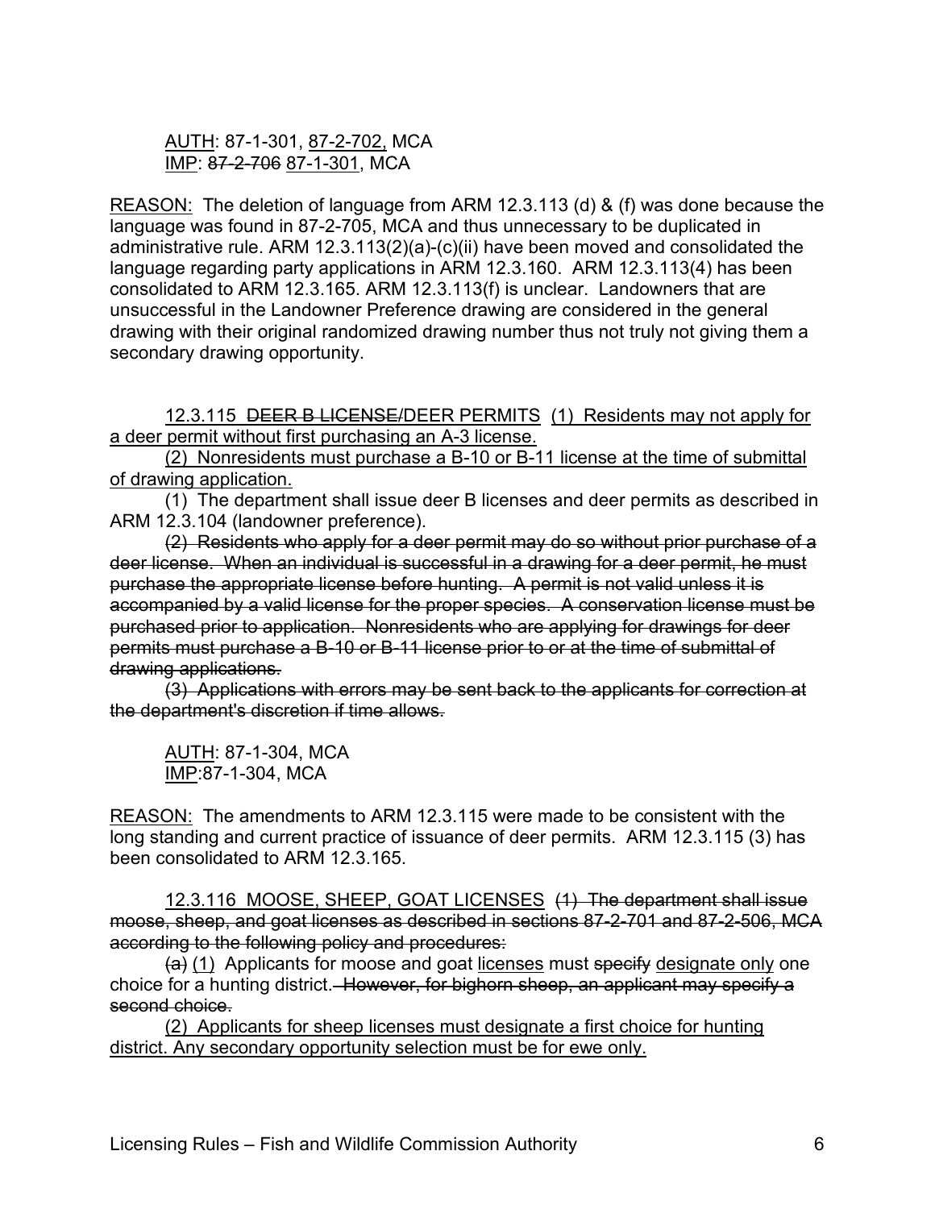<u>AUTH</u>: 87-1-301, <u>87-2-702,</u> MCA
<u>IMP</u>: ~~87-2-706~~ <u>87-1-301</u>, MCA

<u>REASON:</u> The deletion of language from ARM 12.3.113 (d) & (f) was done because the language was found in 87-2-705, MCA and thus unnecessary to be duplicated in administrative rule. ARM 12.3.113(2)(a)-(c)(ii) have been moved and consolidated the language regarding party applications in ARM 12.3.160. ARM 12.3.113(4) has been consolidated to ARM 12.3.165. ARM 12.3.113(f) is unclear. Landowners that are unsuccessful in the Landowner Preference drawing are considered in the general drawing with their original randomized drawing number thus not truly not giving them a secondary drawing opportunity.

<u>12.3.115 ~~DEER B LICENSE/~~DEER PERMITS</u> <u>(1) Residents may not apply for a deer permit without first purchasing an A-3 license.</u>

<u>(2) Nonresidents must purchase a B-10 or B-11 license at the time of submittal of drawing application.</u>

(1) The department shall issue deer B licenses and deer permits as described in ARM 12.3.104 (landowner preference).

~~(2) Residents who apply for a deer permit may do so without prior purchase of a deer license. When an individual is successful in a drawing for a deer permit, he must purchase the appropriate license before hunting. A permit is not valid unless it is accompanied by a valid license for the proper species. A conservation license must be purchased prior to application. Nonresidents who are applying for drawings for deer permits must purchase a B-10 or B-11 license prior to or at the time of submittal of drawing applications.~~

~~(3) Applications with errors may be sent back to the applicants for correction at the department's discretion if time allows.~~

<u>AUTH</u>: 87-1-304, MCA
<u>IMP</u>:87-1-304, MCA

<u>REASON:</u> The amendments to ARM 12.3.115 were made to be consistent with the long standing and current practice of issuance of deer permits. ARM 12.3.115 (3) has been consolidated to ARM 12.3.165.

<u>12.3.116 MOOSE, SHEEP, GOAT LICENSES</u> ~~(1) The department shall issue moose, sheep, and goat licenses as described in sections 87-2-701 and 87-2-506, MCA according to the following policy and procedures:~~

~~(a)~~ <u>(1)</u> Applicants for moose and goat <u>licenses</u> must ~~specify~~ <u>designate only</u> one choice for a hunting district.~~ However, for bighorn sheep, an applicant may specify a second choice.~~

<u>(2) Applicants for sheep licenses must designate a first choice for hunting district. Any secondary opportunity selection must be for ewe only.</u>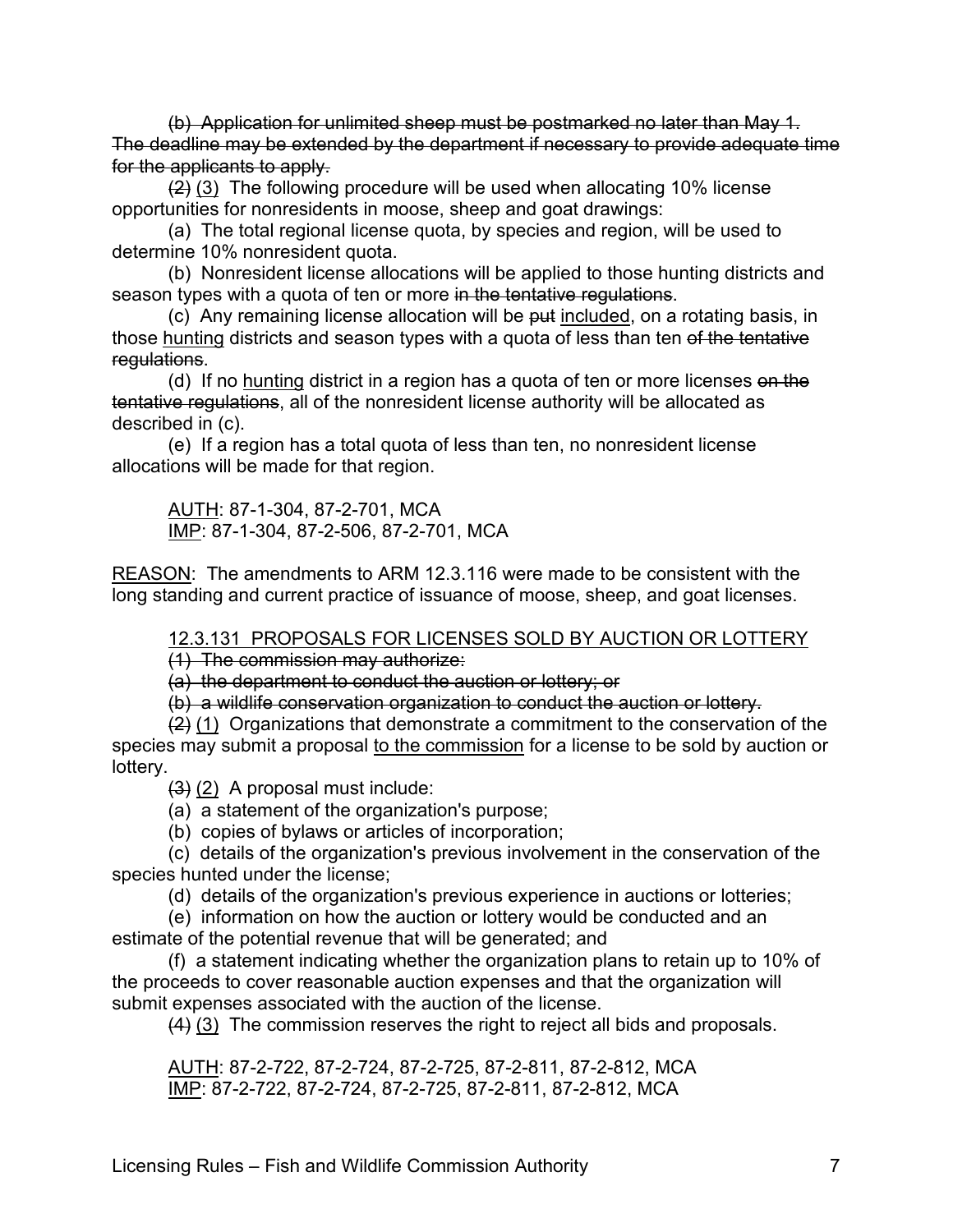~~(b) Application for unlimited sheep must be postmarked no later than May 1. The deadline may be extended by the department if necessary to provide adequate time for the applicants to apply.~~

~~(2)~~ <u>(3)</u> The following procedure will be used when allocating 10% license opportunities for nonresidents in moose, sheep and goat drawings:

(a) The total regional license quota, by species and region, will be used to determine 10% nonresident quota.

(b) Nonresident license allocations will be applied to those hunting districts and season types with a quota of ten or more ~~in the tentative regulations~~.

(c) Any remaining license allocation will be ~~put~~ <u>included</u>, on a rotating basis, in those <u>hunting</u> districts and season types with a quota of less than ten ~~of the tentative regulations~~.

(d) If no <u>hunting</u> district in a region has a quota of ten or more licenses ~~on the tentative regulations~~, all of the nonresident license authority will be allocated as described in (c).

(e) If a region has a total quota of less than ten, no nonresident license allocations will be made for that region.

<u>AUTH</u>: 87-1-304, 87-2-701, MCA
<u>IMP</u>: 87-1-304, 87-2-506, 87-2-701, MCA

<u>REASON</u>: The amendments to ARM 12.3.116 were made to be consistent with the long standing and current practice of issuance of moose, sheep, and goat licenses.

<u>12.3.131 PROPOSALS FOR LICENSES SOLD BY AUCTION OR LOTTERY</u>

~~(1) The commission may authorize:~~

~~(a) the department to conduct the auction or lottery; or~~

~~(b) a wildlife conservation organization to conduct the auction or lottery.~~

~~(2)~~ <u>(1)</u> Organizations that demonstrate a commitment to the conservation of the species may submit a proposal <u>to the commission</u> for a license to be sold by auction or lottery.

~~(3)~~ <u>(2)</u> A proposal must include:

(a) a statement of the organization's purpose;

(b) copies of bylaws or articles of incorporation;

(c) details of the organization's previous involvement in the conservation of the species hunted under the license;

(d) details of the organization's previous experience in auctions or lotteries;

(e) information on how the auction or lottery would be conducted and an estimate of the potential revenue that will be generated; and

(f) a statement indicating whether the organization plans to retain up to 10% of the proceeds to cover reasonable auction expenses and that the organization will submit expenses associated with the auction of the license.

~~(4)~~ <u>(3)</u> The commission reserves the right to reject all bids and proposals.

<u>AUTH</u>: 87-2-722, 87-2-724, 87-2-725, 87-2-811, 87-2-812, MCA
<u>IMP</u>: 87-2-722, 87-2-724, 87-2-725, 87-2-811, 87-2-812, MCA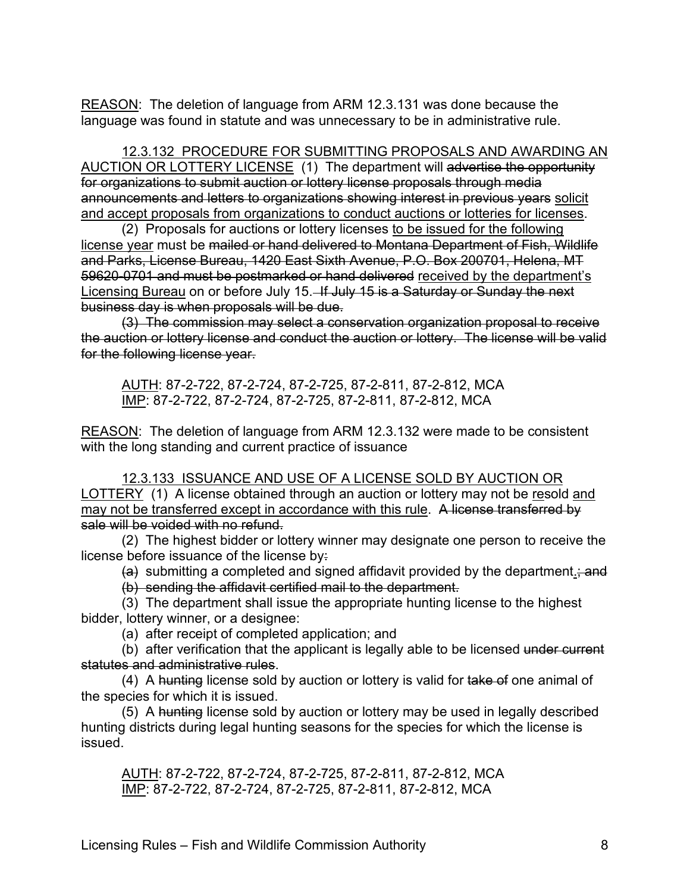<u>REASON</u>: The deletion of language from ARM 12.3.131 was done because the language was found in statute and was unnecessary to be in administrative rule.

<u>12.3.132 PROCEDURE FOR SUBMITTING PROPOSALS AND AWARDING AN AUCTION OR LOTTERY LICENSE</u> (1) The department will ~~advertise the opportunity for organizations to submit auction or lottery license proposals through media announcements and letters to organizations showing interest in previous years~~ <u>solicit and accept proposals from organizations to conduct auctions or lotteries for licenses</u>.

(2) Proposals for auctions or lottery licenses <u>to be issued for the following license year</u> must be ~~mailed or hand delivered to Montana Department of Fish, Wildlife and Parks, License Bureau, 1420 East Sixth Avenue, P.O. Box 200701, Helena, MT 59620-0701 and must be postmarked or hand delivered~~ <u>received by the department's Licensing Bureau</u> on or before July 15. ~~If July 15 is a Saturday or Sunday the next business day is when proposals will be due.~~

~~(3) The commission may select a conservation organization proposal to receive the auction or lottery license and conduct the auction or lottery. The license will be valid for the following license year.~~

<u>AUTH</u>: 87-2-722, 87-2-724, 87-2-725, 87-2-811, 87-2-812, MCA
<u>IMP</u>: 87-2-722, 87-2-724, 87-2-725, 87-2-811, 87-2-812, MCA

<u>REASON</u>: The deletion of language from ARM 12.3.132 were made to be consistent with the long standing and current practice of issuance

<u>12.3.133 ISSUANCE AND USE OF A LICENSE SOLD BY AUCTION OR LOTTERY</u> (1) A license obtained through an auction or lottery may not be <u>re</u>sold <u>and may not be transferred except in accordance with this rule</u>. ~~A license transferred by sale will be voided with no refund.~~

(2) The highest bidder or lottery winner may designate one person to receive the license before issuance of the license by~~:~~

~~(a)~~ submitting a completed and signed affidavit provided by the department<u>.</u>~~; and~~

~~(b) sending the affidavit certified mail to the department.~~

(3) The department shall issue the appropriate hunting license to the highest bidder, lottery winner, or a designee:

(a) after receipt of completed application; and

(b) after verification that the applicant is legally able to be licensed ~~under current statutes and administrative rules~~.

(4) A ~~hunting~~ license sold by auction or lottery is valid for ~~take of~~ one animal of the species for which it is issued.

(5) A ~~hunting~~ license sold by auction or lottery may be used in legally described hunting districts during legal hunting seasons for the species for which the license is issued.

<u>AUTH</u>: 87-2-722, 87-2-724, 87-2-725, 87-2-811, 87-2-812, MCA
<u>IMP</u>: 87-2-722, 87-2-724, 87-2-725, 87-2-811, 87-2-812, MCA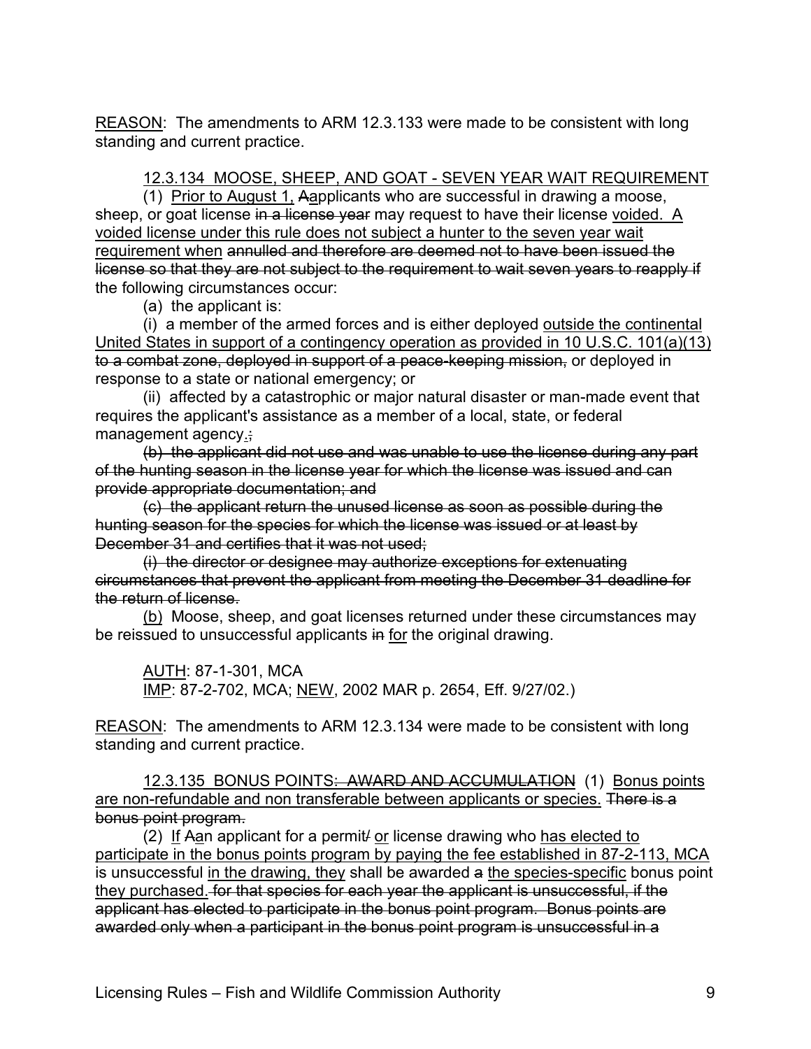REASON: The amendments to ARM 12.3.133 were made to be consistent with long standing and current practice.

12.3.134 MOOSE, SHEEP, AND GOAT - SEVEN YEAR WAIT REQUIREMENT

(1) Prior to August 1, Aapplicants who are successful in drawing a moose, sheep, or goat license ~~in a license year~~ may request to have their license voided. A voided license under this rule does not subject a hunter to the seven year wait requirement when ~~annulled and therefore are deemed not to have been issued the license so that they are not subject to the requirement to wait seven years to reapply if~~ the following circumstances occur:

(a) the applicant is:

(i) a member of the armed forces and is either deployed outside the continental United States in support of a contingency operation as provided in 10 U.S.C. 101(a)(13) ~~to a combat zone, deployed in support of a peace-keeping mission,~~ or deployed in response to a state or national emergency; or

(ii) affected by a catastrophic or major natural disaster or man-made event that requires the applicant's assistance as a member of a local, state, or federal management agency.~~;~~

~~(b) the applicant did not use and was unable to use the license during any part of the hunting season in the license year for which the license was issued and can provide appropriate documentation; and~~

~~(c) the applicant return the unused license as soon as possible during the hunting season for the species for which the license was issued or at least by December 31 and certifies that it was not used;~~

~~(i) the director or designee may authorize exceptions for extenuating circumstances that prevent the applicant from meeting the December 31 deadline for the return of license.~~

(b) Moose, sheep, and goat licenses returned under these circumstances may be reissued to unsuccessful applicants ~~in~~ for the original drawing.

AUTH: 87-1-301, MCA
IMP: 87-2-702, MCA; NEW, 2002 MAR p. 2654, Eff. 9/27/02.)

REASON: The amendments to ARM 12.3.134 were made to be consistent with long standing and current practice.

12.3.135 BONUS POINTS~~: AWARD AND ACCUMULATION~~ (1) Bonus points are non-refundable and non transferable between applicants or species. ~~There is a bonus point program.~~

(2) If ~~A~~an applicant for a permit~~/~~ or license drawing who has elected to participate in the bonus points program by paying the fee established in 87-2-113, MCA is unsuccessful in the drawing, they shall be awarded ~~a~~ the species-specific bonus point they purchased. ~~for that species for each year the applicant is unsuccessful, if the applicant has elected to participate in the bonus point program. Bonus points are awarded only when a participant in the bonus point program is unsuccessful in a~~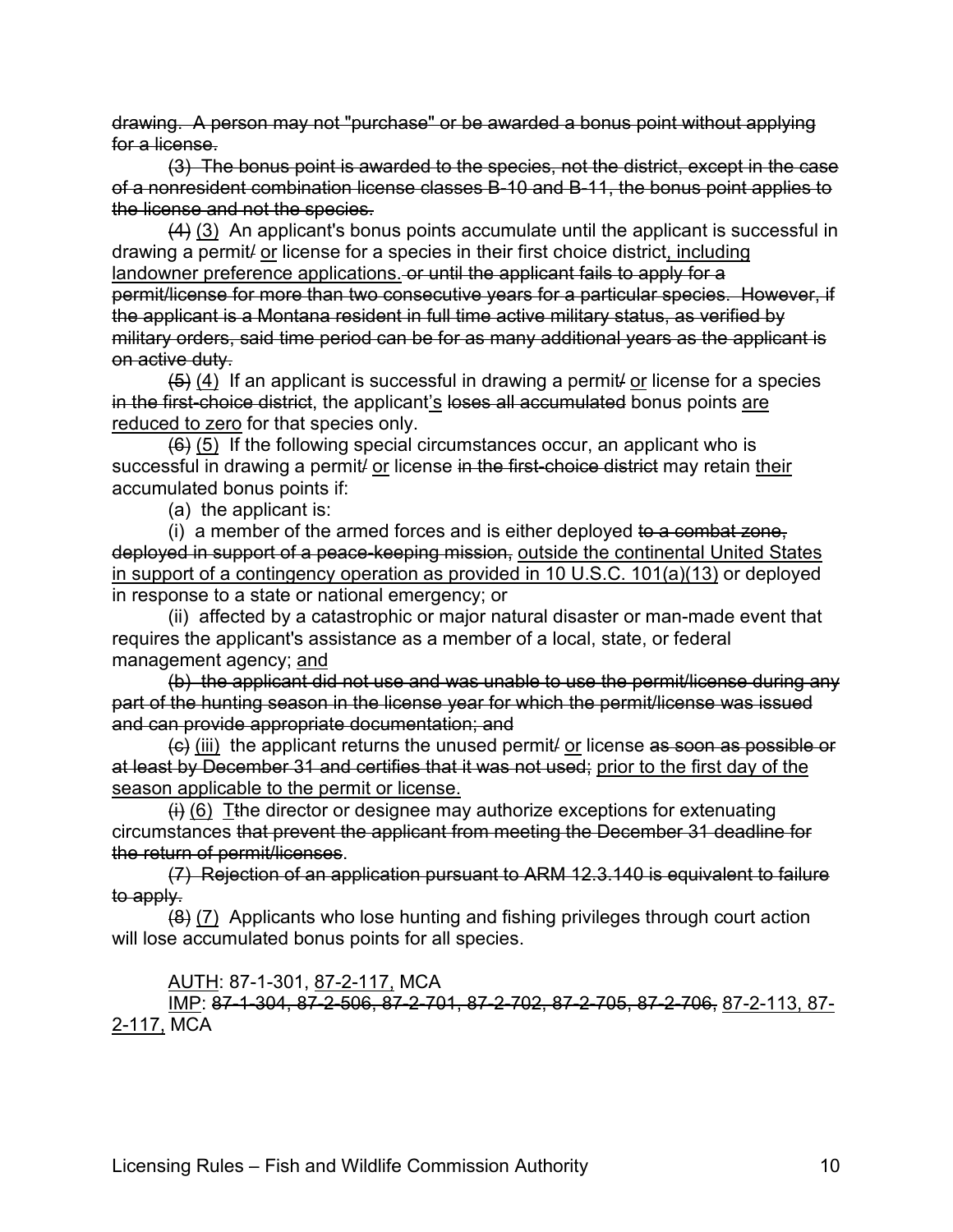~~drawing. A person may not "purchase" or be awarded a bonus point without applying for a license.~~

~~(3) The bonus point is awarded to the species, not the district, except in the case of a nonresident combination license classes B-10 and B-11, the bonus point applies to the license and not the species.~~

~~(4)~~ <u>(3)</u> An applicant's bonus points accumulate until the applicant is successful in drawing a permit~~/~~ <u>or</u> license for a species in their first choice district<u>, including landowner preference applications.</u> ~~or until the applicant fails to apply for a permit/license for more than two consecutive years for a particular species. However, if the applicant is a Montana resident in full time active military status, as verified by military orders, said time period can be for as many additional years as the applicant is on active duty.~~

~~(5)~~ <u>(4)</u> If an applicant is successful in drawing a permit~~/~~ <u>or</u> license for a species ~~in the first-choice district~~, the applicant<u>'s</u> ~~loses all accumulated~~ bonus points <u>are reduced to zero</u> for that species only.

~~(6)~~ <u>(5)</u> If the following special circumstances occur, an applicant who is successful in drawing a permit~~/~~ <u>or</u> license ~~in the first-choice district~~ may retain <u>their</u> accumulated bonus points if:

(a) the applicant is:

(i) a member of the armed forces and is either deployed ~~to a combat zone, deployed in support of a peace-keeping mission,~~ <u>outside the continental United States in support of a contingency operation as provided in 10 U.S.C. 101(a)(13)</u> or deployed in response to a state or national emergency; or

(ii) affected by a catastrophic or major natural disaster or man-made event that requires the applicant's assistance as a member of a local, state, or federal management agency; <u>and</u>

~~(b) the applicant did not use and was unable to use the permit/license during any part of the hunting season in the license year for which the permit/license was issued and can provide appropriate documentation; and~~

~~(c)~~ <u>(iii)</u> the applicant returns the unused permit~~/~~ <u>or</u> license ~~as soon as possible or at least by December 31 and certifies that it was not used;~~ <u>prior to the first day of the season applicable to the permit or license.</u>

~~(i)~~ <u>(6)</u> <u>T</u>~~t~~he director or designee may authorize exceptions for extenuating circumstances ~~that prevent the applicant from meeting the December 31 deadline for the return of permit/licenses~~.

~~(7) Rejection of an application pursuant to ARM 12.3.140 is equivalent to failure to apply.~~

~~(8)~~ <u>(7)</u> Applicants who lose hunting and fishing privileges through court action will lose accumulated bonus points for all species.

<u>AUTH</u>: 87-1-301, <u>87-2-117,</u> MCA

<u>IMP</u>: ~~87-1-304, 87-2-506, 87-2-701, 87-2-702, 87-2-705, 87-2-706,~~ 87-2-113, <u>87-2-117,</u> MCA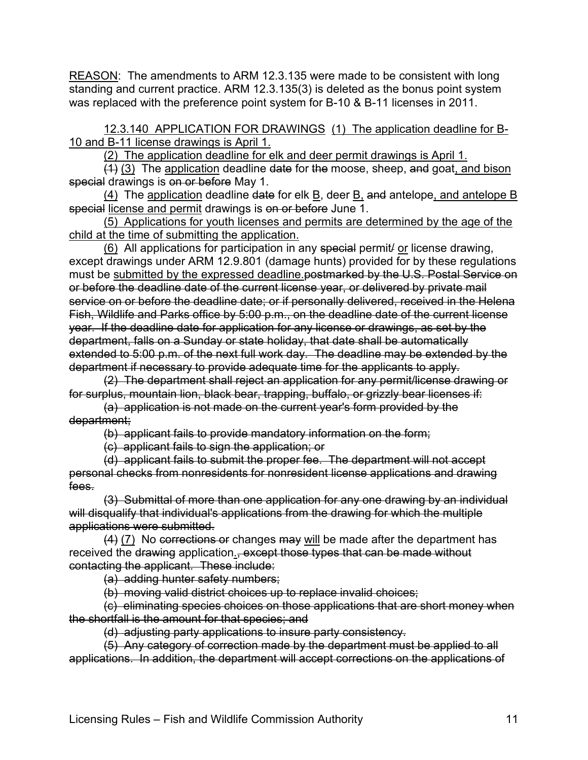<u>REASON</u>: The amendments to ARM 12.3.135 were made to be consistent with long standing and current practice. ARM 12.3.135(3) is deleted as the bonus point system was replaced with the preference point system for B-10 & B-11 licenses in 2011.

<u>12.3.140 APPLICATION FOR DRAWINGS</u> <u>(1) The application deadline for B-10 and B-11 license drawings is April 1.</u>

<u>(2) The application deadline for elk and deer permit drawings is April 1.</u>

~~(1)~~ <u>(3)</u> The <u>application</u> deadline ~~date~~ for ~~the~~ moose, sheep, ~~and~~ goat<u>, and bison</u> ~~special~~ drawings is ~~on or before~~ May 1.

<u>(4)</u> The <u>application</u> deadline ~~date~~ for elk <u>B</u>, deer <u>B</u>, ~~and~~ antelope<u>, and antelope B</u> ~~special~~ <u>license and permit</u> drawings is ~~on or before~~ June 1.

<u>(5) Applications for youth licenses and permits are determined by the age of the child at the time of submitting the application.</u>

<u>(6)</u> All applications for participation in any ~~special~~ permit~~/~~ <u>or</u> license drawing, except drawings under ARM 12.9.801 (damage hunts) provided for by these regulations must be <u>submitted by the expressed deadline.</u>~~postmarked by the U.S. Postal Service on or before the deadline date of the current license year, or delivered by private mail service on or before the deadline date; or if personally delivered, received in the Helena Fish, Wildlife and Parks office by 5:00 p.m., on the deadline date of the current license year. If the deadline date for application for any license or drawings, as set by the department, falls on a Sunday or state holiday, that date shall be automatically extended to 5:00 p.m. of the next full work day. The deadline may be extended by the department if necessary to provide adequate time for the applicants to apply.~~

~~(2) The department shall reject an application for any permit/license drawing or for surplus, mountain lion, black bear, trapping, buffalo, or grizzly bear licenses if:~~

~~(a) application is not made on the current year's form provided by the department;~~

~~(b) applicant fails to provide mandatory information on the form;~~

~~(c) applicant fails to sign the application; or~~

~~(d) applicant fails to submit the proper fee. The department will not accept personal checks from nonresidents for nonresident license applications and drawing fees.~~

~~(3) Submittal of more than one application for any one drawing by an individual will disqualify that individual's applications from the drawing for which the multiple applications were submitted.~~

~~(4)~~ <u>(7)</u> No ~~corrections or~~ changes ~~may~~ <u>will</u> be made after the department has received the ~~drawing~~ application<u>.</u>~~, except those types that can be made without contacting the applicant. These include:~~

~~(a) adding hunter safety numbers;~~

~~(b) moving valid district choices up to replace invalid choices;~~

~~(c) eliminating species choices on those applications that are short money when the shortfall is the amount for that species; and~~

~~(d) adjusting party applications to insure party consistency.~~

~~(5) Any category of correction made by the department must be applied to all applications. In addition, the department will accept corrections on the applications of~~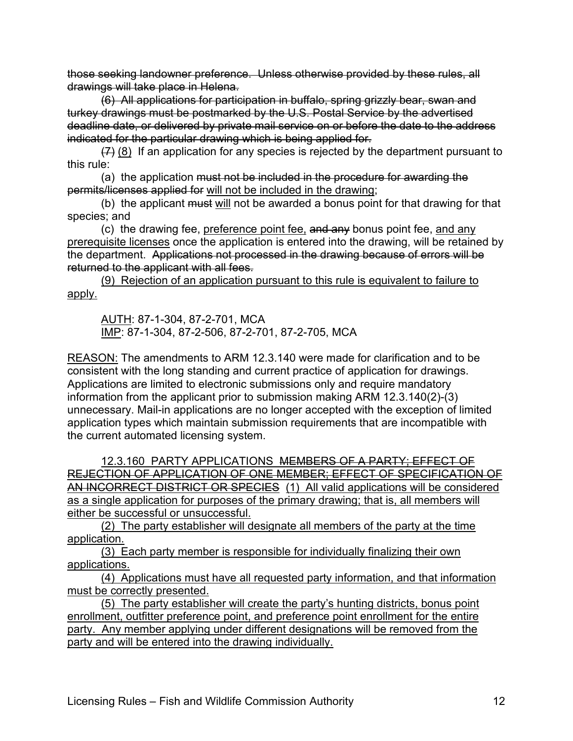~~those seeking landowner preference. Unless otherwise provided by these rules, all drawings will take place in Helena.~~

~~(6) All applications for participation in buffalo, spring grizzly bear, swan and turkey drawings must be postmarked by the U.S. Postal Service by the advertised deadline date, or delivered by private mail service on or before the date to the address indicated for the particular drawing which is being applied for.~~

~~(7)~~ <u>(8)</u> If an application for any species is rejected by the department pursuant to this rule:

(a) the application ~~must not be included in the procedure for awarding the permits/licenses applied for~~ <u>will not be included in the drawing</u>;

(b) the applicant ~~must~~ <u>will</u> not be awarded a bonus point for that drawing for that species; and

(c) the drawing fee, <u>preference point fee,</u> ~~and any~~ bonus point fee, <u>and any prerequisite licenses</u> once the application is entered into the drawing, will be retained by the department. ~~Applications not processed in the drawing because of errors will be returned to the applicant with all fees.~~

<u>(9) Rejection of an application pursuant to this rule is equivalent to failure to apply.</u>

<u>AUTH</u>: 87-1-304, 87-2-701, MCA
<u>IMP</u>: 87-1-304, 87-2-506, 87-2-701, 87-2-705, MCA

<u>REASON:</u> The amendments to ARM 12.3.140 were made for clarification and to be consistent with the long standing and current practice of application for drawings. Applications are limited to electronic submissions only and require mandatory information from the applicant prior to submission making ARM 12.3.140(2)-(3) unnecessary. Mail-in applications are no longer accepted with the exception of limited application types which maintain submission requirements that are incompatible with the current automated licensing system.

12.3.160 PARTY APPLICATIONS ~~MEMBERS OF A PARTY; EFFECT OF REJECTION OF APPLICATION OF ONE MEMBER; EFFECT OF SPECIFICATION OF AN INCORRECT DISTRICT OR SPECIES~~ <u>(1) All valid applications will be considered as a single application for purposes of the primary drawing; that is, all members will either be successful or unsuccessful.</u>

<u>(2) The party establisher will designate all members of the party at the time application.</u>

<u>(3) Each party member is responsible for individually finalizing their own applications.</u>

<u>(4) Applications must have all requested party information, and that information must be correctly presented.</u>

<u>(5) The party establisher will create the party's hunting districts, bonus point enrollment, outfitter preference point, and preference point enrollment for the entire party. Any member applying under different designations will be removed from the party and will be entered into the drawing individually.</u>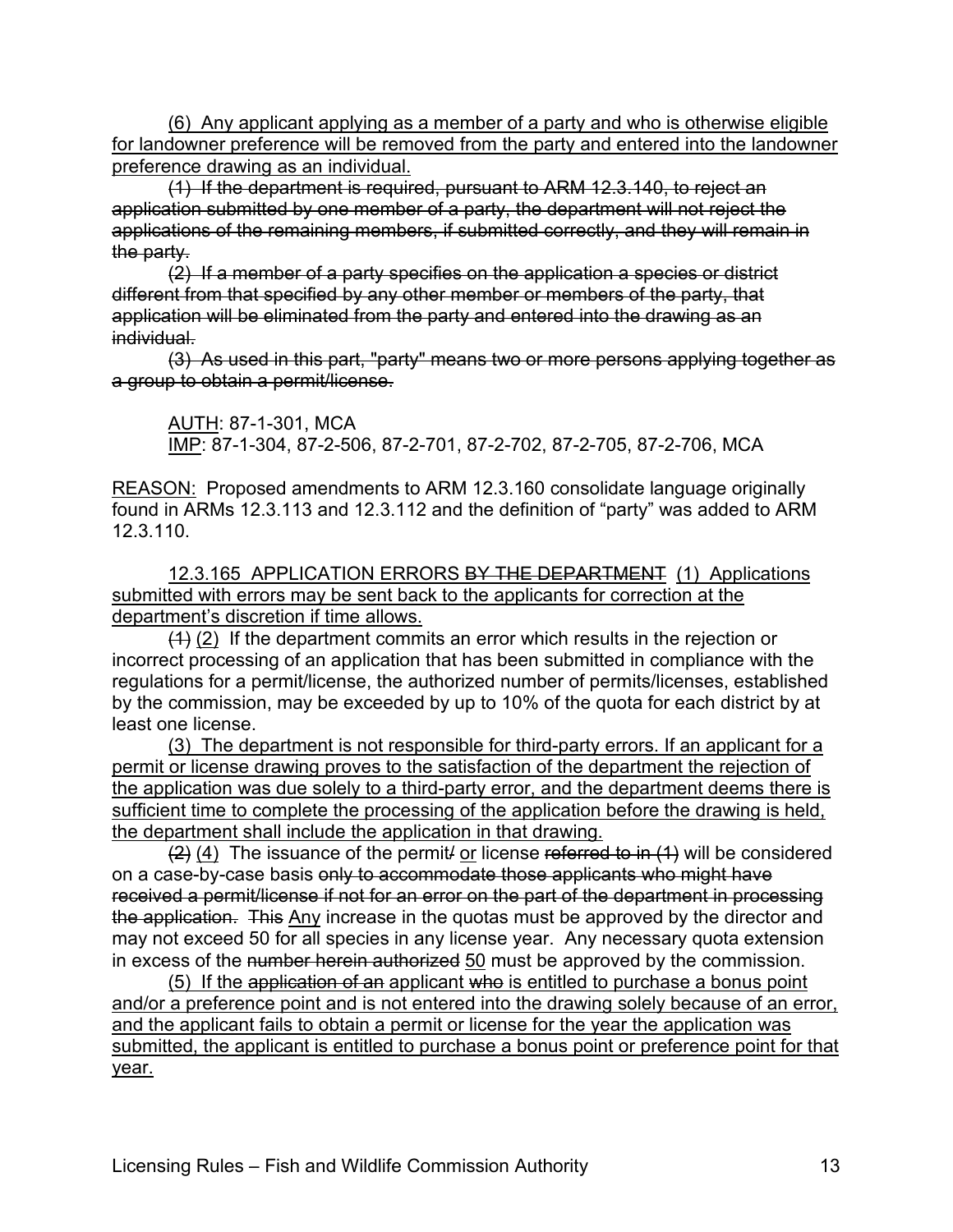(6) Any applicant applying as a member of a party and who is otherwise eligible for landowner preference will be removed from the party and entered into the landowner preference drawing as an individual.

~~(1) If the department is required, pursuant to ARM 12.3.140, to reject an application submitted by one member of a party, the department will not reject the applications of the remaining members, if submitted correctly, and they will remain in the party.~~

~~(2) If a member of a party specifies on the application a species or district different from that specified by any other member or members of the party, that application will be eliminated from the party and entered into the drawing as an individual.~~

~~(3) As used in this part, "party" means two or more persons applying together as a group to obtain a permit/license.~~

AUTH: 87-1-301, MCA
IMP: 87-1-304, 87-2-506, 87-2-701, 87-2-702, 87-2-705, 87-2-706, MCA

REASON: Proposed amendments to ARM 12.3.160 consolidate language originally found in ARMs 12.3.113 and 12.3.112 and the definition of "party" was added to ARM 12.3.110.

12.3.165 APPLICATION ERRORS ~~BY THE DEPARTMENT~~ (1) Applications submitted with errors may be sent back to the applicants for correction at the department's discretion if time allows.

~~(1)~~ (2) If the department commits an error which results in the rejection or incorrect processing of an application that has been submitted in compliance with the regulations for a permit/license, the authorized number of permits/licenses, established by the commission, may be exceeded by up to 10% of the quota for each district by at least one license.

(3) The department is not responsible for third-party errors. If an applicant for a permit or license drawing proves to the satisfaction of the department the rejection of the application was due solely to a third-party error, and the department deems there is sufficient time to complete the processing of the application before the drawing is held, the department shall include the application in that drawing.

~~(2)~~ (4) The issuance of the permit~~/~~ or license ~~referred to in (1)~~ will be considered on a case-by-case basis ~~only to accommodate those applicants who might have received a permit/license if not for an error on the part of the department in processing the application.~~ ~~This~~ Any increase in the quotas must be approved by the director and may not exceed 50 for all species in any license year. Any necessary quota extension in excess of the ~~number herein authorized~~ 50 must be approved by the commission.

(5) If the ~~application of an~~ applicant ~~who~~ is entitled to purchase a bonus point and/or a preference point and is not entered into the drawing solely because of an error, and the applicant fails to obtain a permit or license for the year the application was submitted, the applicant is entitled to purchase a bonus point or preference point for that year.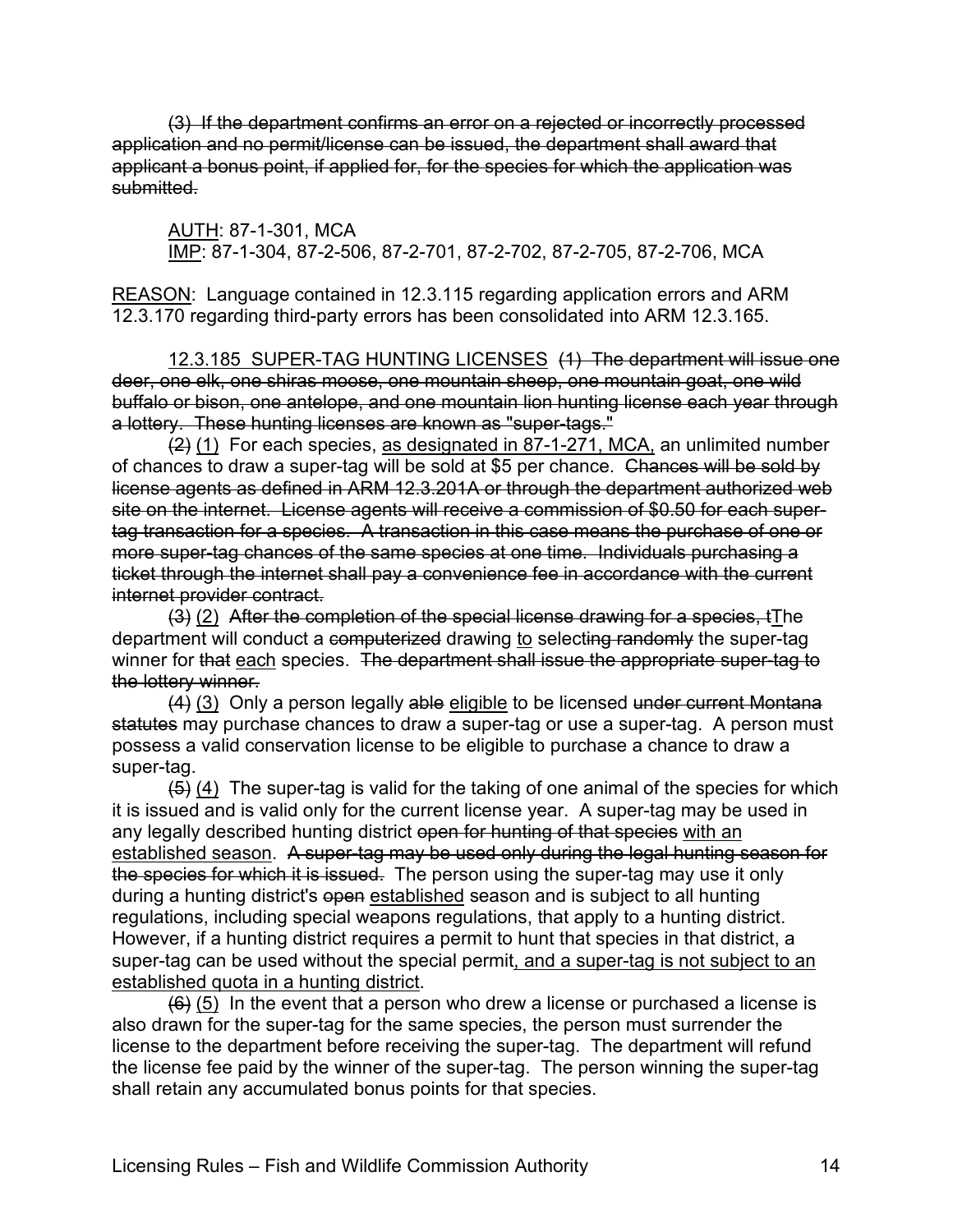~~(3) If the department confirms an error on a rejected or incorrectly processed application and no permit/license can be issued, the department shall award that applicant a bonus point, if applied for, for the species for which the application was submitted.~~

<u>AUTH</u>: 87-1-301, MCA
<u>IMP</u>: 87-1-304, 87-2-506, 87-2-701, 87-2-702, 87-2-705, 87-2-706, MCA

<u>REASON</u>: Language contained in 12.3.115 regarding application errors and ARM 12.3.170 regarding third-party errors has been consolidated into ARM 12.3.165.

<u>12.3.185 SUPER-TAG HUNTING LICENSES</u> ~~(1) The department will issue one deer, one elk, one shiras moose, one mountain sheep, one mountain goat, one wild buffalo or bison, one antelope, and one mountain lion hunting license each year through a lottery. These hunting licenses are known as "super-tags."~~

~~(2)~~ <u>(1)</u> For each species, <u>as designated in 87-1-271, MCA,</u> an unlimited number of chances to draw a super-tag will be sold at $5 per chance. ~~Chances will be sold by license agents as defined in ARM 12.3.201A or through the department authorized web site on the internet. License agents will receive a commission of $0.50 for each super-tag transaction for a species. A transaction in this case means the purchase of one or more super-tag chances of the same species at one time. Individuals purchasing a ticket through the internet shall pay a convenience fee in accordance with the current internet provider contract.~~

~~(3)~~ <u>(2)</u> ~~After the completion of the special license drawing for a species, t~~<u>T</u>he department will conduct a ~~computerized~~ drawing <u>to</u> select~~ing randomly~~ the super-tag winner for ~~that~~ <u>each</u> species. ~~The department shall issue the appropriate super-tag to the lottery winner.~~

~~(4)~~ <u>(3)</u> Only a person legally ~~able~~ <u>eligible</u> to be licensed ~~under current Montana statutes~~ may purchase chances to draw a super-tag or use a super-tag. A person must possess a valid conservation license to be eligible to purchase a chance to draw a super-tag.

~~(5)~~ <u>(4)</u> The super-tag is valid for the taking of one animal of the species for which it is issued and is valid only for the current license year. A super-tag may be used in any legally described hunting district ~~open for hunting of that species~~ <u>with an established season</u>. ~~A super-tag may be used only during the legal hunting season for the species for which it is issued.~~ The person using the super-tag may use it only during a hunting district's ~~open~~ <u>established</u> season and is subject to all hunting regulations, including special weapons regulations, that apply to a hunting district. However, if a hunting district requires a permit to hunt that species in that district, a super-tag can be used without the special permit<u>, and a super-tag is not subject to an established quota in a hunting district</u>.

~~(6)~~ <u>(5)</u> In the event that a person who drew a license or purchased a license is also drawn for the super-tag for the same species, the person must surrender the license to the department before receiving the super-tag. The department will refund the license fee paid by the winner of the super-tag. The person winning the super-tag shall retain any accumulated bonus points for that species.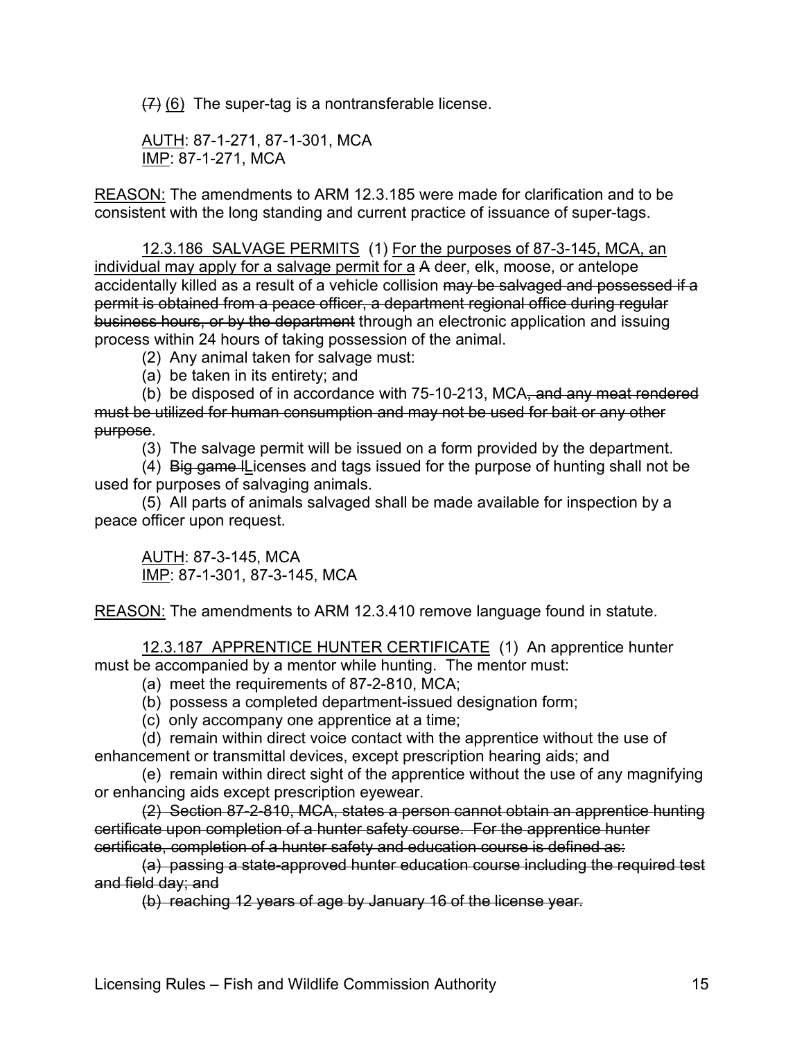~~(7)~~ <u>(6)</u> The super-tag is a nontransferable license.

<u>AUTH</u>: 87-1-271, 87-1-301, MCA
<u>IMP</u>: 87-1-271, MCA

<u>REASON:</u> The amendments to ARM 12.3.185 were made for clarification and to be consistent with the long standing and current practice of issuance of super-tags.

<u>12.3.186 SALVAGE PERMITS</u> (1) <u>For the purposes of 87-3-145, MCA, an individual may apply for a salvage permit for a</u> ~~A~~ deer, elk, moose, or antelope accidentally killed as a result of a vehicle collision ~~may be salvaged and possessed if a permit is obtained from a peace officer, a department regional office during regular business hours, or by the department~~ through an electronic application and issuing process within 24 hours of taking possession of the animal.

(2) Any animal taken for salvage must:

(a) be taken in its entirety; and

(b) be disposed of in accordance with 75-10-213, MCA~~, and any meat rendered must be utilized for human consumption and may not be used for bait or any other purpose~~.

(3) The salvage permit will be issued on a form provided by the department.

(4) ~~Big game l~~<u>L</u>icenses and tags issued for the purpose of hunting shall not be used for purposes of salvaging animals.

(5) All parts of animals salvaged shall be made available for inspection by a peace officer upon request.

<u>AUTH</u>: 87-3-145, MCA
<u>IMP</u>: 87-1-301, 87-3-145, MCA

<u>REASON:</u> The amendments to ARM 12.3.410 remove language found in statute.

<u>12.3.187 APPRENTICE HUNTER CERTIFICATE</u> (1) An apprentice hunter must be accompanied by a mentor while hunting. The mentor must:

(a) meet the requirements of 87-2-810, MCA;

(b) possess a completed department-issued designation form;

(c) only accompany one apprentice at a time;

(d) remain within direct voice contact with the apprentice without the use of enhancement or transmittal devices, except prescription hearing aids; and

(e) remain within direct sight of the apprentice without the use of any magnifying or enhancing aids except prescription eyewear.

~~(2) Section 87-2-810, MCA, states a person cannot obtain an apprentice hunting certificate upon completion of a hunter safety course. For the apprentice hunter certificate, completion of a hunter safety and education course is defined as:~~

~~(a) passing a state-approved hunter education course including the required test and field day; and~~

~~(b) reaching 12 years of age by January 16 of the license year.~~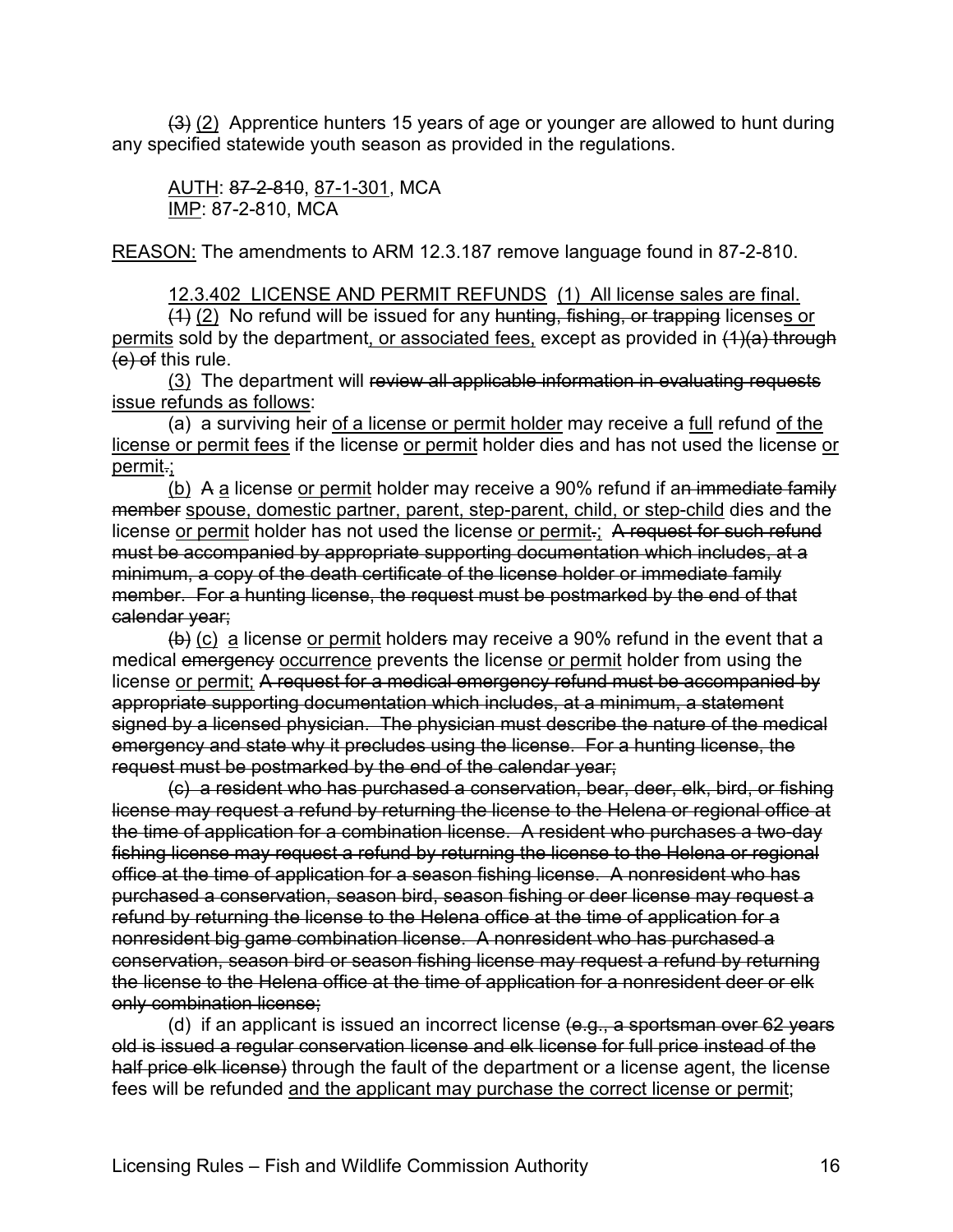~~(3)~~ <u>(2)</u> Apprentice hunters 15 years of age or younger are allowed to hunt during any specified statewide youth season as provided in the regulations.

<u>AUTH</u>: ~~87-2-810~~, <u>87-1-301</u>, MCA
<u>IMP</u>: 87-2-810, MCA

<u>REASON:</u> The amendments to ARM 12.3.187 remove language found in 87-2-810.

<u>12.3.402 LICENSE AND PERMIT REFUNDS</u> <u>(1) All license sales are final.</u>

~~(1)~~ <u>(2)</u> No refund will be issued for any ~~hunting, fishing, or trapping~~ license<u>s or permits</u> sold by the department<u>, or associated fees,</u> except as provided in ~~(1)(a) through (e) of~~ this rule.

<u>(3)</u> The department will ~~review all applicable information in evaluating requests~~ <u>issue refunds as follows</u>:

(a) a surviving heir <u>of a license or permit holder</u> may receive a <u>full</u> refund <u>of the license or permit fees</u> if the license <u>or permit</u> holder dies and has not used the license <u>or permit</u>~~.~~<u>;</u>

<u>(b)</u> ~~A~~ <u>a</u> license <u>or permit</u> holder may receive a 90% refund if a~~n immediate family member~~ <u>spouse, domestic partner, parent, step-parent, child, or step-child</u> dies and the license <u>or permit</u> holder has not used the license <u>or permit</u>~~.~~<u>;</u> ~~A request for such refund must be accompanied by appropriate supporting documentation which includes, at a minimum, a copy of the death certificate of the license holder or immediate family member. For a hunting license, the request must be postmarked by the end of that calendar year;~~

~~(b)~~ <u>(c)</u> <u>a</u> license <u>or permit</u> holder~~s~~ may receive a 90% refund in the event that a medical ~~emergency~~ <u>occurrence</u> prevents the license <u>or permit</u> holder from using the license <u>or permit;</u> ~~A request for a medical emergency refund must be accompanied by appropriate supporting documentation which includes, at a minimum, a statement signed by a licensed physician. The physician must describe the nature of the medical emergency and state why it precludes using the license. For a hunting license, the request must be postmarked by the end of the calendar year;~~

~~(c) a resident who has purchased a conservation, bear, deer, elk, bird, or fishing license may request a refund by returning the license to the Helena or regional office at the time of application for a combination license. A resident who purchases a two-day fishing license may request a refund by returning the license to the Helena or regional office at the time of application for a season fishing license. A nonresident who has purchased a conservation, season bird, season fishing or deer license may request a refund by returning the license to the Helena office at the time of application for a nonresident big game combination license. A nonresident who has purchased a conservation, season bird or season fishing license may request a refund by returning the license to the Helena office at the time of application for a nonresident deer or elk only combination license;~~

(d) if an applicant is issued an incorrect license ~~(e.g., a sportsman over 62 years old is issued a regular conservation license and elk license for full price instead of the half price elk license)~~ through the fault of the department or a license agent, the license fees will be refunded <u>and the applicant may purchase the correct license or permit</u>;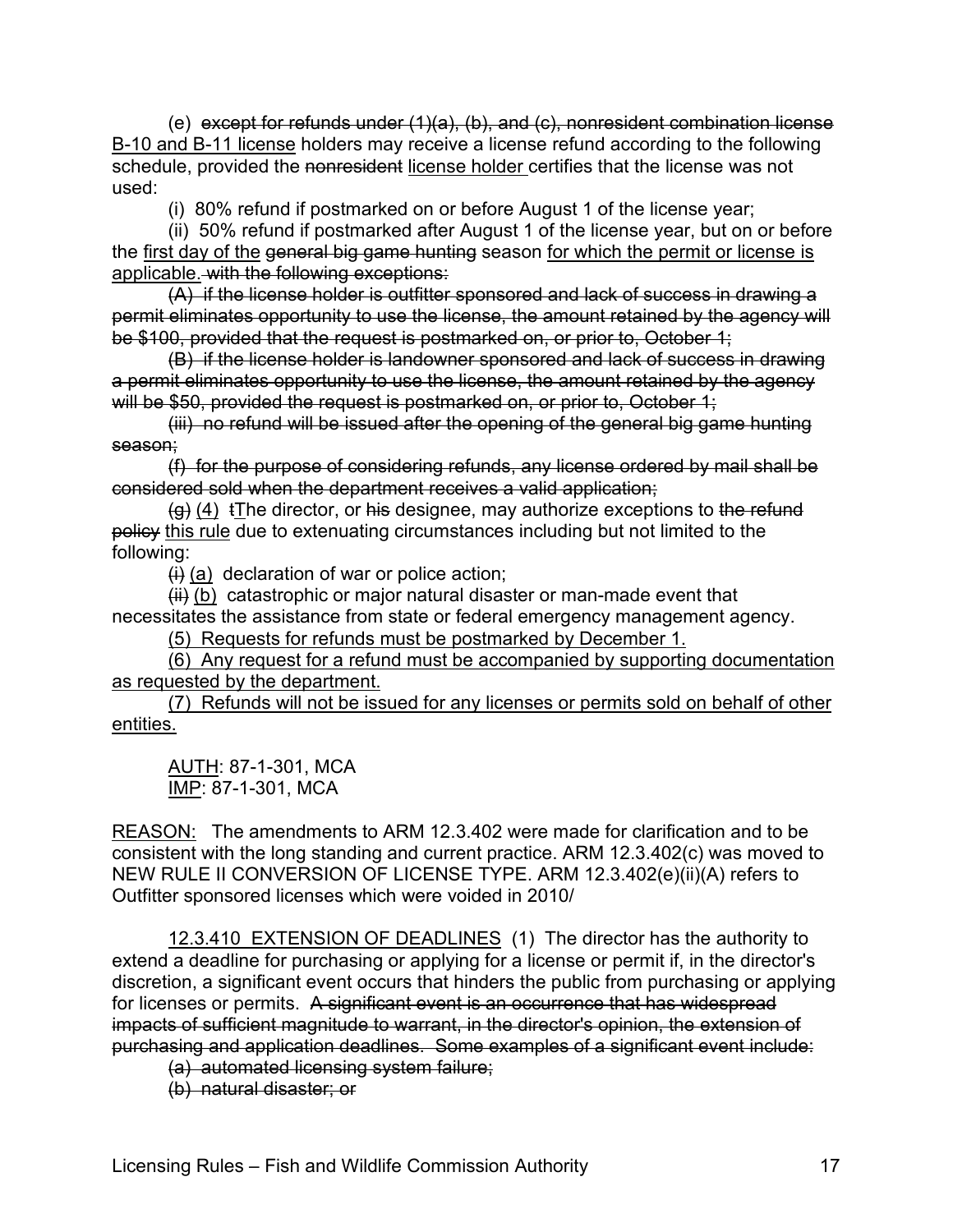(e) ~~except for refunds under (1)(a), (b), and (c), nonresident combination license~~ <u>B-10 and B-11 license</u> holders may receive a license refund according to the following schedule, provided the ~~nonresident~~ <u>license holder</u> certifies that the license was not used:

(i) 80% refund if postmarked on or before August 1 of the license year;

(ii) 50% refund if postmarked after August 1 of the license year, but on or before the <u>first day of the</u> ~~general big game hunting~~ season <u>for which the permit or license is applicable.</u> ~~with the following exceptions:~~

~~(A) if the license holder is outfitter sponsored and lack of success in drawing a permit eliminates opportunity to use the license, the amount retained by the agency will be $100, provided that the request is postmarked on, or prior to, October 1;~~

~~(B) if the license holder is landowner sponsored and lack of success in drawing a permit eliminates opportunity to use the license, the amount retained by the agency will be $50, provided the request is postmarked on, or prior to, October 1;~~

~~(iii) no refund will be issued after the opening of the general big game hunting season;~~

~~(f) for the purpose of considering refunds, any license ordered by mail shall be considered sold when the department receives a valid application;~~

~~(g)~~ <u>(4)</u> ~~t~~<u>T</u>he director, or ~~his~~ designee, may authorize exceptions to ~~the refund policy~~ <u>this rule</u> due to extenuating circumstances including but not limited to the following:

~~(i)~~ <u>(a)</u> declaration of war or police action;

~~(ii)~~ <u>(b)</u> catastrophic or major natural disaster or man-made event that necessitates the assistance from state or federal emergency management agency.

<u>(5) Requests for refunds must be postmarked by December 1.</u>

<u>(6) Any request for a refund must be accompanied by supporting documentation as requested by the department.</u>

<u>(7) Refunds will not be issued for any licenses or permits sold on behalf of other entities.</u>

<u>AUTH</u>: 87-1-301, MCA
<u>IMP</u>: 87-1-301, MCA

<u>REASON:</u> The amendments to ARM 12.3.402 were made for clarification and to be consistent with the long standing and current practice. ARM 12.3.402(c) was moved to NEW RULE II CONVERSION OF LICENSE TYPE. ARM 12.3.402(e)(ii)(A) refers to Outfitter sponsored licenses which were voided in 2010/

<u>12.3.410 EXTENSION OF DEADLINES</u> (1) The director has the authority to extend a deadline for purchasing or applying for a license or permit if, in the director's discretion, a significant event occurs that hinders the public from purchasing or applying for licenses or permits. ~~A significant event is an occurrence that has widespread impacts of sufficient magnitude to warrant, in the director's opinion, the extension of purchasing and application deadlines. Some examples of a significant event include:~~

~~(a) automated licensing system failure;~~

~~(b) natural disaster; or~~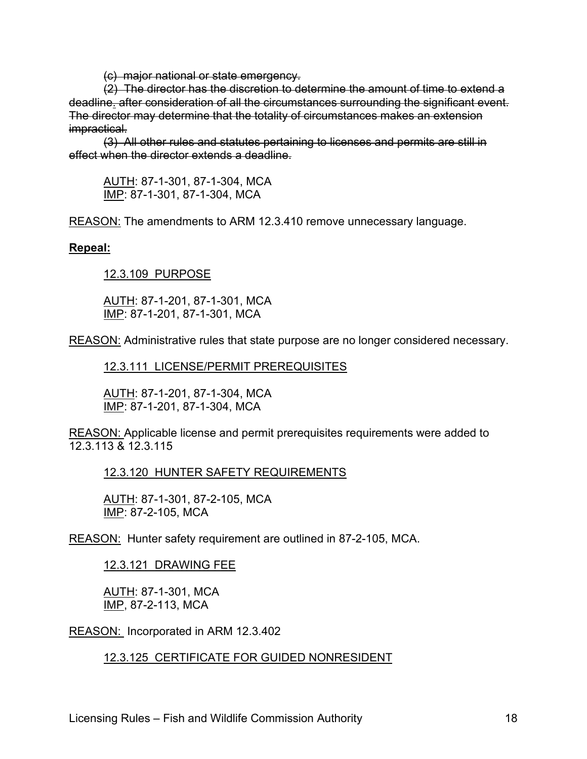~~(c) major national or state emergency.~~

~~(2) The director has the discretion to determine the amount of time to extend a deadline~~. ~~after consideration of all the circumstances surrounding the significant event. The director may determine that the totality of circumstances makes an extension impractical.~~

~~(3) All other rules and statutes pertaining to licenses and permits are still in effect when the director extends a deadline.~~

AUTH: 87-1-301, 87-1-304, MCA
IMP: 87-1-301, 87-1-304, MCA

REASON: The amendments to ARM 12.3.410 remove unnecessary language.

**Repeal:**

12.3.109 PURPOSE

AUTH: 87-1-201, 87-1-301, MCA
IMP: 87-1-201, 87-1-301, MCA

REASON: Administrative rules that state purpose are no longer considered necessary.

12.3.111 LICENSE/PERMIT PREREQUISITES

AUTH: 87-1-201, 87-1-304, MCA
IMP: 87-1-201, 87-1-304, MCA

REASON: Applicable license and permit prerequisites requirements were added to 12.3.113 & 12.3.115

12.3.120 HUNTER SAFETY REQUIREMENTS

AUTH: 87-1-301, 87-2-105, MCA
IMP: 87-2-105, MCA

REASON: Hunter safety requirement are outlined in 87-2-105, MCA.

12.3.121 DRAWING FEE

AUTH: 87-1-301, MCA
IMP, 87-2-113, MCA

REASON: Incorporated in ARM 12.3.402

12.3.125 CERTIFICATE FOR GUIDED NONRESIDENT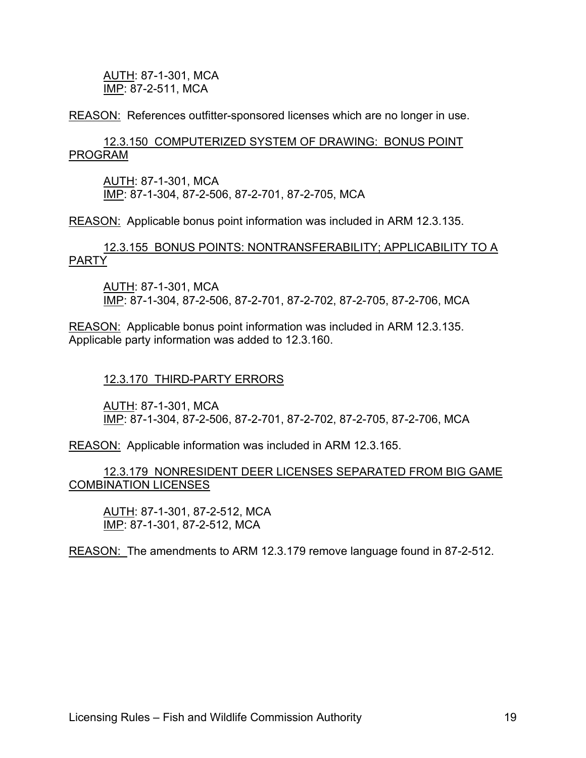AUTH: 87-1-301, MCA
IMP: 87-2-511, MCA

REASON: References outfitter-sponsored licenses which are no longer in use.

12.3.150 COMPUTERIZED SYSTEM OF DRAWING: BONUS POINT PROGRAM

AUTH: 87-1-301, MCA
IMP: 87-1-304, 87-2-506, 87-2-701, 87-2-705, MCA

REASON: Applicable bonus point information was included in ARM 12.3.135.

12.3.155 BONUS POINTS: NONTRANSFERABILITY; APPLICABILITY TO A PARTY

AUTH: 87-1-301, MCA
IMP: 87-1-304, 87-2-506, 87-2-701, 87-2-702, 87-2-705, 87-2-706, MCA

REASON: Applicable bonus point information was included in ARM 12.3.135. Applicable party information was added to 12.3.160.

12.3.170 THIRD-PARTY ERRORS

AUTH: 87-1-301, MCA
IMP: 87-1-304, 87-2-506, 87-2-701, 87-2-702, 87-2-705, 87-2-706, MCA

REASON: Applicable information was included in ARM 12.3.165.

12.3.179 NONRESIDENT DEER LICENSES SEPARATED FROM BIG GAME COMBINATION LICENSES

AUTH: 87-1-301, 87-2-512, MCA
IMP: 87-1-301, 87-2-512, MCA

REASON: The amendments to ARM 12.3.179 remove language found in 87-2-512.